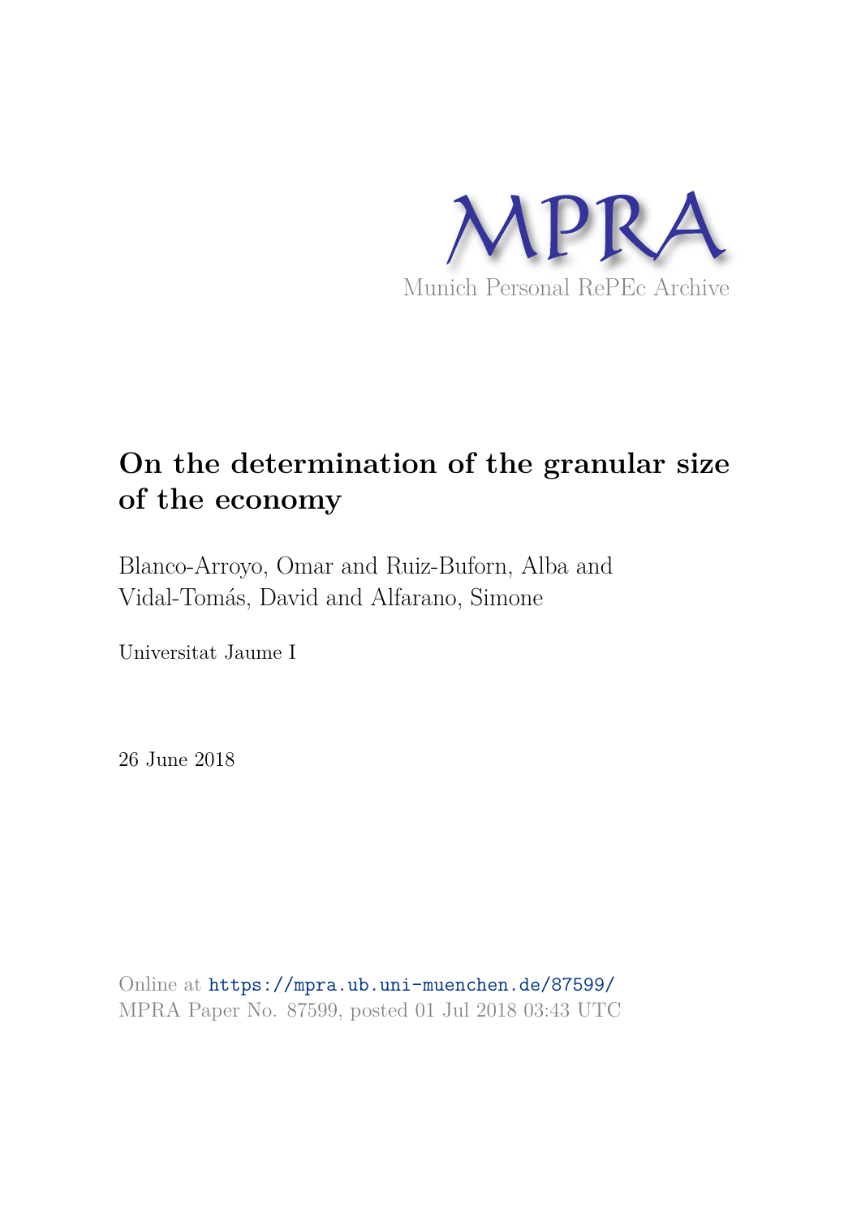MPRA

Munich Personal RePEc Archive

# On the determination of the granular size of the economy

Blanco-Arroyo, Omar and Ruiz-Buforn, Alba and Vidal-Tomás, David and Alfarano, Simone

Universitat Jaume I

26 June 2018

Online at https://mpra.ub.uni-muenchen.de/87599/
MPRA Paper No. 87599, posted 01 Jul 2018 03:43 UTC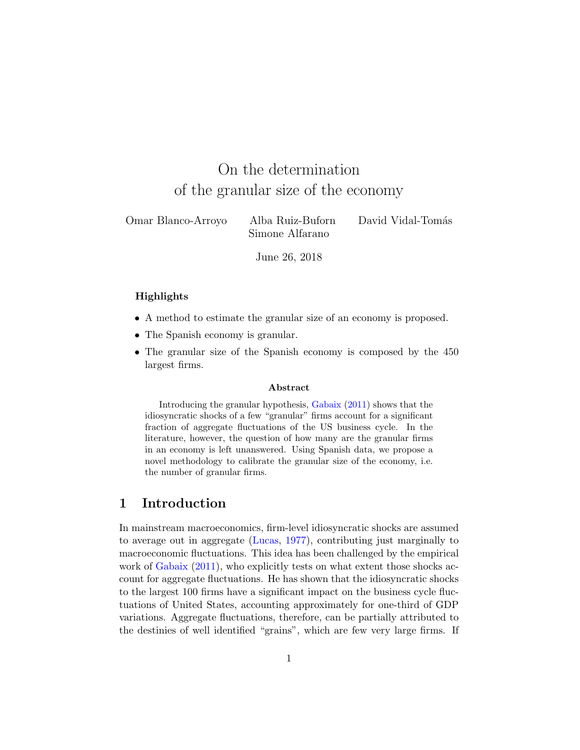# On the determination of the granular size of the economy

Omar Blanco-Arroyo    Alba Ruiz-Buforn    David Vidal-Tomás
Simone Alfarano

June 26, 2018

### Highlights

- A method to estimate the granular size of an economy is proposed.
- The Spanish economy is granular.
- The granular size of the Spanish economy is composed by the 450 largest firms.

### Abstract

Introducing the granular hypothesis, Gabaix (2011) shows that the idiosyncratic shocks of a few "granular" firms account for a significant fraction of aggregate fluctuations of the US business cycle. In the literature, however, the question of how many are the granular firms in an economy is left unanswered. Using Spanish data, we propose a novel methodology to calibrate the granular size of the economy, i.e. the number of granular firms.

## 1 Introduction

In mainstream macroeconomics, firm-level idiosyncratic shocks are assumed to average out in aggregate (Lucas, 1977), contributing just marginally to macroeconomic fluctuations. This idea has been challenged by the empirical work of Gabaix (2011), who explicitly tests on what extent those shocks account for aggregate fluctuations. He has shown that the idiosyncratic shocks to the largest 100 firms have a significant impact on the business cycle fluctuations of United States, accounting approximately for one-third of GDP variations. Aggregate fluctuations, therefore, can be partially attributed to the destinies of well identified "grains", which are few very large firms. If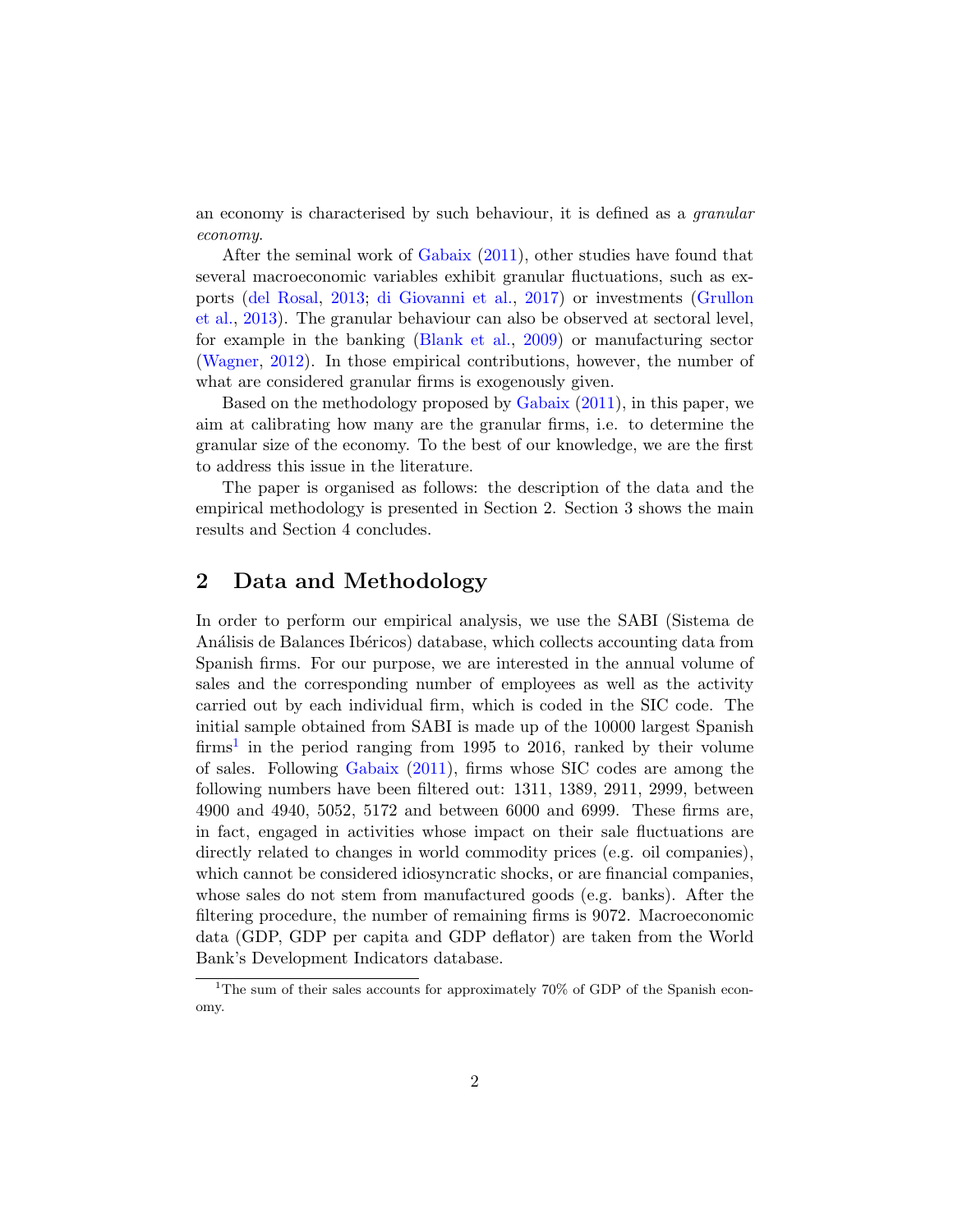an economy is characterised by such behaviour, it is defined as a *granular economy*.

After the seminal work of Gabaix (2011), other studies have found that several macroeconomic variables exhibit granular fluctuations, such as exports (del Rosal, 2013; di Giovanni et al., 2017) or investments (Grullon et al., 2013). The granular behaviour can also be observed at sectoral level, for example in the banking (Blank et al., 2009) or manufacturing sector (Wagner, 2012). In those empirical contributions, however, the number of what are considered granular firms is exogenously given.

Based on the methodology proposed by Gabaix (2011), in this paper, we aim at calibrating how many are the granular firms, i.e. to determine the granular size of the economy. To the best of our knowledge, we are the first to address this issue in the literature.

The paper is organised as follows: the description of the data and the empirical methodology is presented in Section 2. Section 3 shows the main results and Section 4 concludes.

## 2 Data and Methodology

In order to perform our empirical analysis, we use the SABI (Sistema de Análisis de Balances Ibéricos) database, which collects accounting data from Spanish firms. For our purpose, we are interested in the annual volume of sales and the corresponding number of employees as well as the activity carried out by each individual firm, which is coded in the SIC code. The initial sample obtained from SABI is made up of the 10000 largest Spanish firms[1] in the period ranging from 1995 to 2016, ranked by their volume of sales. Following Gabaix (2011), firms whose SIC codes are among the following numbers have been filtered out: 1311, 1389, 2911, 2999, between 4900 and 4940, 5052, 5172 and between 6000 and 6999. These firms are, in fact, engaged in activities whose impact on their sale fluctuations are directly related to changes in world commodity prices (e.g. oil companies), which cannot be considered idiosyncratic shocks, or are financial companies, whose sales do not stem from manufactured goods (e.g. banks). After the filtering procedure, the number of remaining firms is 9072. Macroeconomic data (GDP, GDP per capita and GDP deflator) are taken from the World Bank's Development Indicators database.

[1] The sum of their sales accounts for approximately 70% of GDP of the Spanish economy.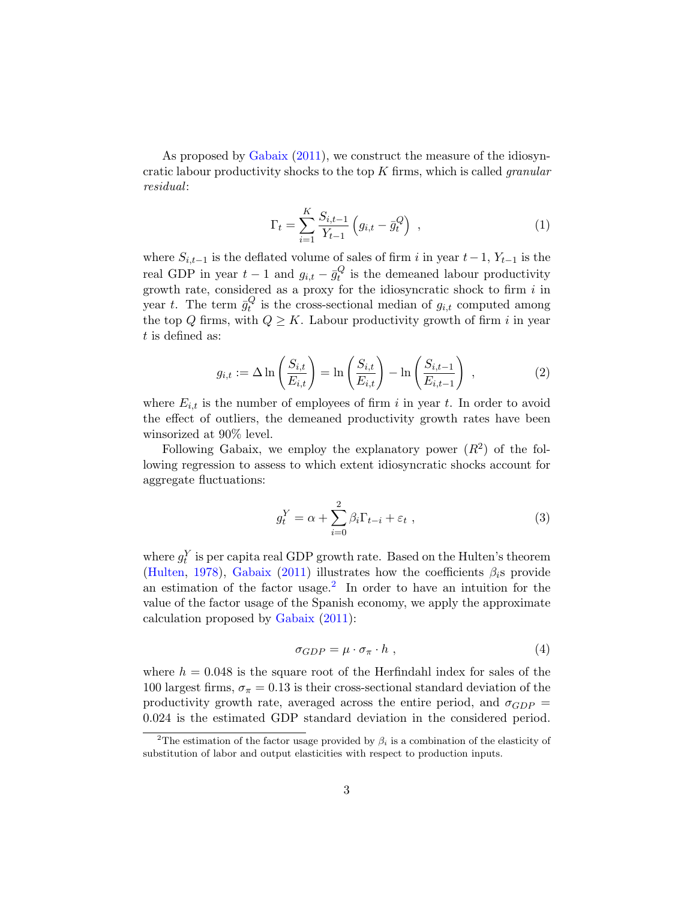As proposed by Gabaix (2011), we construct the measure of the idiosyncratic labour productivity shocks to the top $K$ firms, which is called *granular residual*:

$$\Gamma_t = \sum_{i=1}^{K} \frac{S_{i,t-1}}{Y_{t-1}} \left( g_{i,t} - \bar{g}_t^Q \right) \ , \tag{1}$$

where $S_{i,t-1}$ is the deflated volume of sales of firm $i$ in year $t-1$, $Y_{t-1}$ is the real GDP in year $t-1$ and $g_{i,t} - \bar{g}_t^Q$ is the demeaned labour productivity growth rate, considered as a proxy for the idiosyncratic shock to firm $i$ in year $t$. The term $\bar{g}_t^Q$ is the cross-sectional median of $g_{i,t}$ computed among the top $Q$ firms, with $Q \geq K$. Labour productivity growth of firm $i$ in year $t$ is defined as:

$$g_{i,t} := \Delta \ln \left( \frac{S_{i,t}}{E_{i,t}} \right) = \ln \left( \frac{S_{i,t}}{E_{i,t}} \right) - \ln \left( \frac{S_{i,t-1}}{E_{i,t-1}} \right) \ , \tag{2}$$

where $E_{i,t}$ is the number of employees of firm $i$ in year $t$. In order to avoid the effect of outliers, the demeaned productivity growth rates have been winsorized at 90% level.

Following Gabaix, we employ the explanatory power ($R^2$) of the following regression to assess to which extent idiosyncratic shocks account for aggregate fluctuations:

$$g_t^Y = \alpha + \sum_{i=0}^{2} \beta_i \Gamma_{t-i} + \varepsilon_t \ , \tag{3}$$

where $g_t^Y$ is per capita real GDP growth rate. Based on the Hulten's theorem (Hulten, 1978), Gabaix (2011) illustrates how the coefficients $\beta_i$s provide an estimation of the factor usage.[2] In order to have an intuition for the value of the factor usage of the Spanish economy, we apply the approximate calculation proposed by Gabaix (2011):

$$\sigma_{GDP} = \mu \cdot \sigma_\pi \cdot h \ , \tag{4}$$

where $h = 0.048$ is the square root of the Herfindahl index for sales of the 100 largest firms, $\sigma_\pi = 0.13$ is their cross-sectional standard deviation of the productivity growth rate, averaged across the entire period, and $\sigma_{GDP} = 0.024$ is the estimated GDP standard deviation in the considered period.

[2] The estimation of the factor usage provided by $\beta_i$ is a combination of the elasticity of substitution of labor and output elasticities with respect to production inputs.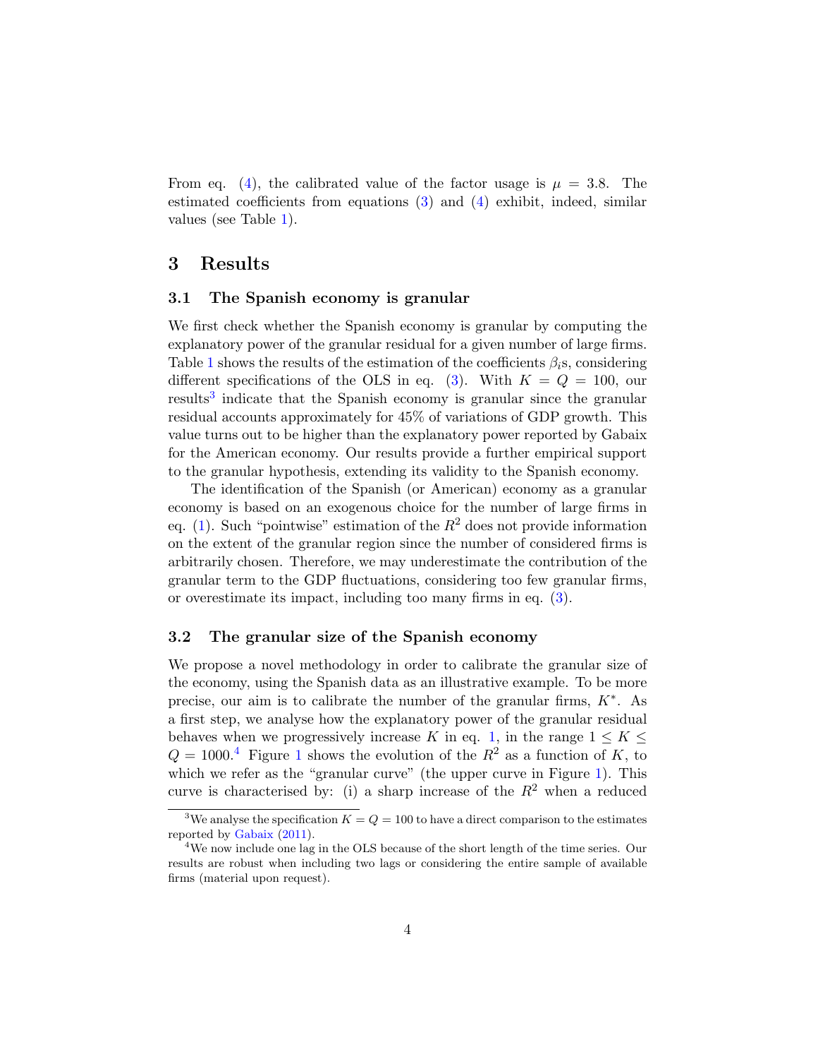From eq. (4), the calibrated value of the factor usage is $\mu = 3.8$. The estimated coefficients from equations (3) and (4) exhibit, indeed, similar values (see Table 1).

## 3 Results

### 3.1 The Spanish economy is granular

We first check whether the Spanish economy is granular by computing the explanatory power of the granular residual for a given number of large firms. Table 1 shows the results of the estimation of the coefficients $\beta_i$s, considering different specifications of the OLS in eq. (3). With $K = Q = 100$, our results[3] indicate that the Spanish economy is granular since the granular residual accounts approximately for 45% of variations of GDP growth. This value turns out to be higher than the explanatory power reported by Gabaix for the American economy. Our results provide a further empirical support to the granular hypothesis, extending its validity to the Spanish economy.

The identification of the Spanish (or American) economy as a granular economy is based on an exogenous choice for the number of large firms in eq. (1). Such "pointwise" estimation of the $R^2$ does not provide information on the extent of the granular region since the number of considered firms is arbitrarily chosen. Therefore, we may underestimate the contribution of the granular term to the GDP fluctuations, considering too few granular firms, or overestimate its impact, including too many firms in eq. (3).

### 3.2 The granular size of the Spanish economy

We propose a novel methodology in order to calibrate the granular size of the economy, using the Spanish data as an illustrative example. To be more precise, our aim is to calibrate the number of the granular firms, $K^*$. As a first step, we analyse how the explanatory power of the granular residual behaves when we progressively increase $K$ in eq. 1, in the range $1 \leq K \leq Q = 1000$.[4] Figure 1 shows the evolution of the $R^2$ as a function of $K$, to which we refer as the "granular curve" (the upper curve in Figure 1). This curve is characterised by: (i) a sharp increase of the $R^2$ when a reduced

[3] We analyse the specification $K = Q = 100$ to have a direct comparison to the estimates reported by Gabaix (2011).

[4] We now include one lag in the OLS because of the short length of the time series. Our results are robust when including two lags or considering the entire sample of available firms (material upon request).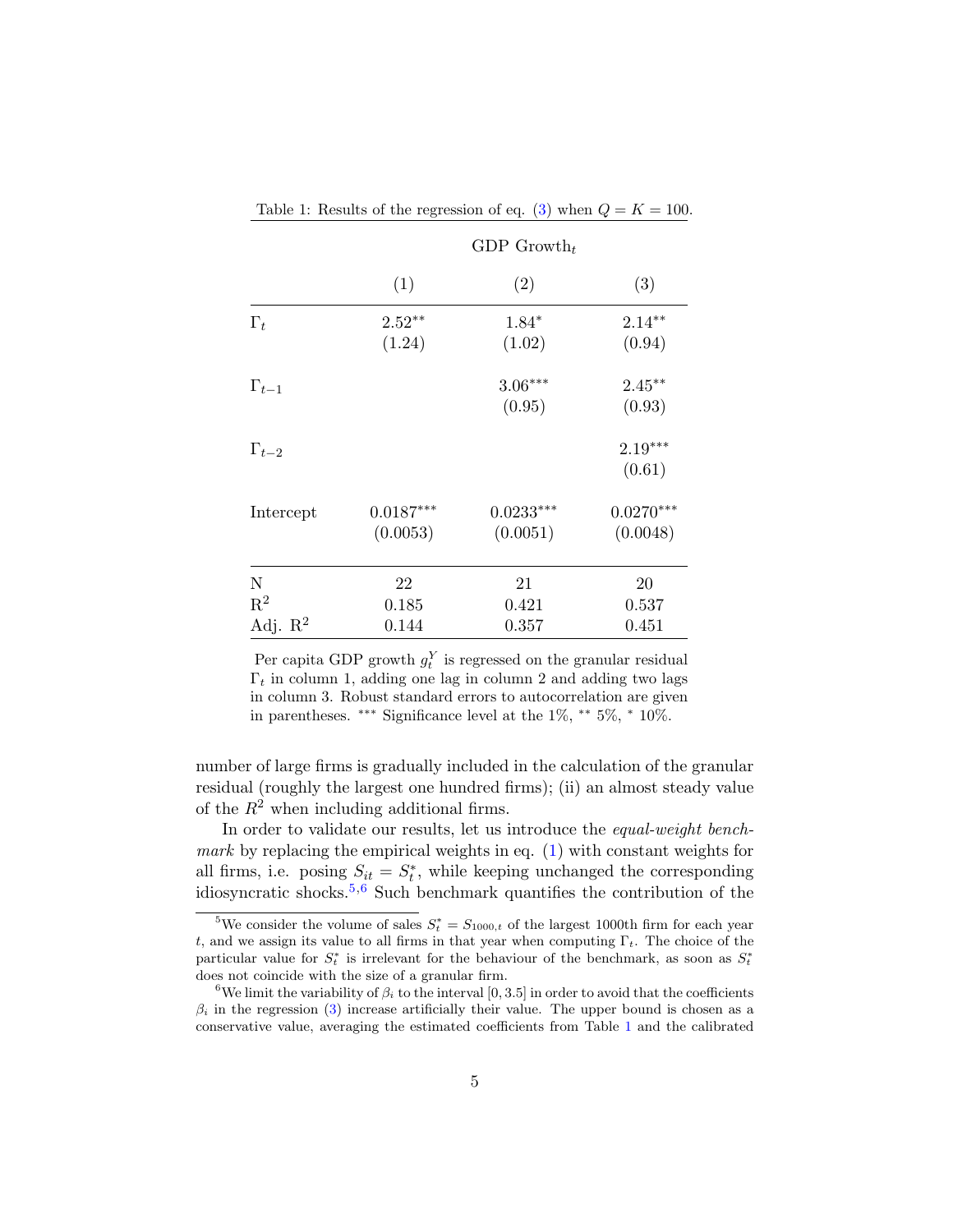Table 1: Results of the regression of eq. (3) when $Q = K = 100$.

| | GDP Growth$_t$ | | |
|---|---|---|---|
| | (1) | (2) | (3) |
| $\Gamma_t$ | $2.52^{**}$ | $1.84^{*}$ | $2.14^{**}$ |
| | (1.24) | (1.02) | (0.94) |
| $\Gamma_{t-1}$ | | $3.06^{***}$ | $2.45^{**}$ |
| | | (0.95) | (0.93) |
| $\Gamma_{t-2}$ | | | $2.19^{***}$ |
| | | | (0.61) |
| Intercept | $0.0187^{***}$ | $0.0233^{***}$ | $0.0270^{***}$ |
| | (0.0053) | (0.0051) | (0.0048) |
| N | 22 | 21 | 20 |
| $R^2$ | 0.185 | 0.421 | 0.537 |
| Adj. $R^2$ | 0.144 | 0.357 | 0.451 |

Per capita GDP growth $g_t^Y$ is regressed on the granular residual $\Gamma_t$ in column 1, adding one lag in column 2 and adding two lags in column 3. Robust standard errors to autocorrelation are given in parentheses. $^{***}$ Significance level at the 1%, $^{**}$ 5%, $^{*}$ 10%.

number of large firms is gradually included in the calculation of the granular residual (roughly the largest one hundred firms); (ii) an almost steady value of the $R^2$ when including additional firms.

In order to validate our results, let us introduce the *equal-weight benchmark* by replacing the empirical weights in eq. (1) with constant weights for all firms, i.e. posing $S_{it} = S_t^*$, while keeping unchanged the corresponding idiosyncratic shocks.[5,6] Such benchmark quantifies the contribution of the calibrated

[5] We consider the volume of sales $S_t^* = S_{1000,t}$ of the largest 1000th firm for each year $t$, and we assign its value to all firms in that year when computing $\Gamma_t$. The choice of the particular value for $S_t^*$ is irrelevant for the behaviour of the benchmark, as soon as $S_t^*$ does not coincide with the size of a granular firm.

[6] We limit the variability of $\beta_i$ to the interval $[0, 3.5]$ in order to avoid that the coefficients $\beta_i$ in the regression (3) increase artificially their value. The upper bound is chosen as a conservative value, averaging the estimated coefficients from Table 1 and the calibrated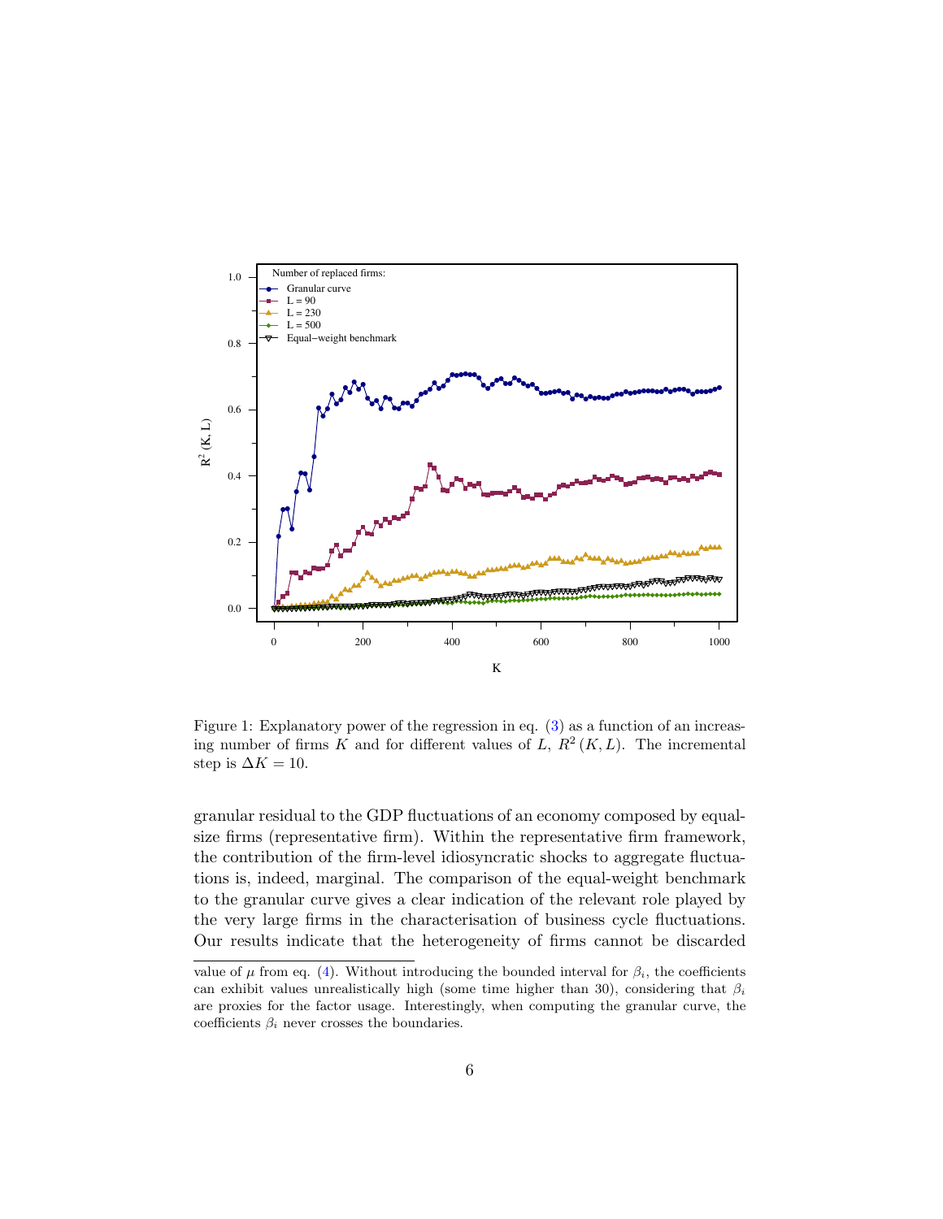Figure 1: Explanatory power of the regression in eq. (3) as a function of an increasing number of firms $K$ and for different values of $L$, $R^2(K, L)$. The incremental step is $\Delta K = 10$.

granular residual to the GDP fluctuations of an economy composed by equal-size firms (representative firm). Within the representative firm framework, the contribution of the firm-level idiosyncratic shocks to aggregate fluctuations is, indeed, marginal. The comparison of the equal-weight benchmark to the granular curve gives a clear indication of the relevant role played by the very large firms in the characterisation of business cycle fluctuations. Our results indicate that the heterogeneity of firms cannot be discarded

value of $\mu$ from eq. (4). Without introducing the bounded interval for $\beta_i$, the coefficients can exhibit values unrealistically high (some time higher than 30), considering that $\beta_i$ are proxies for the factor usage. Interestingly, when computing the granular curve, the coefficients $\beta_i$ never crosses the boundaries.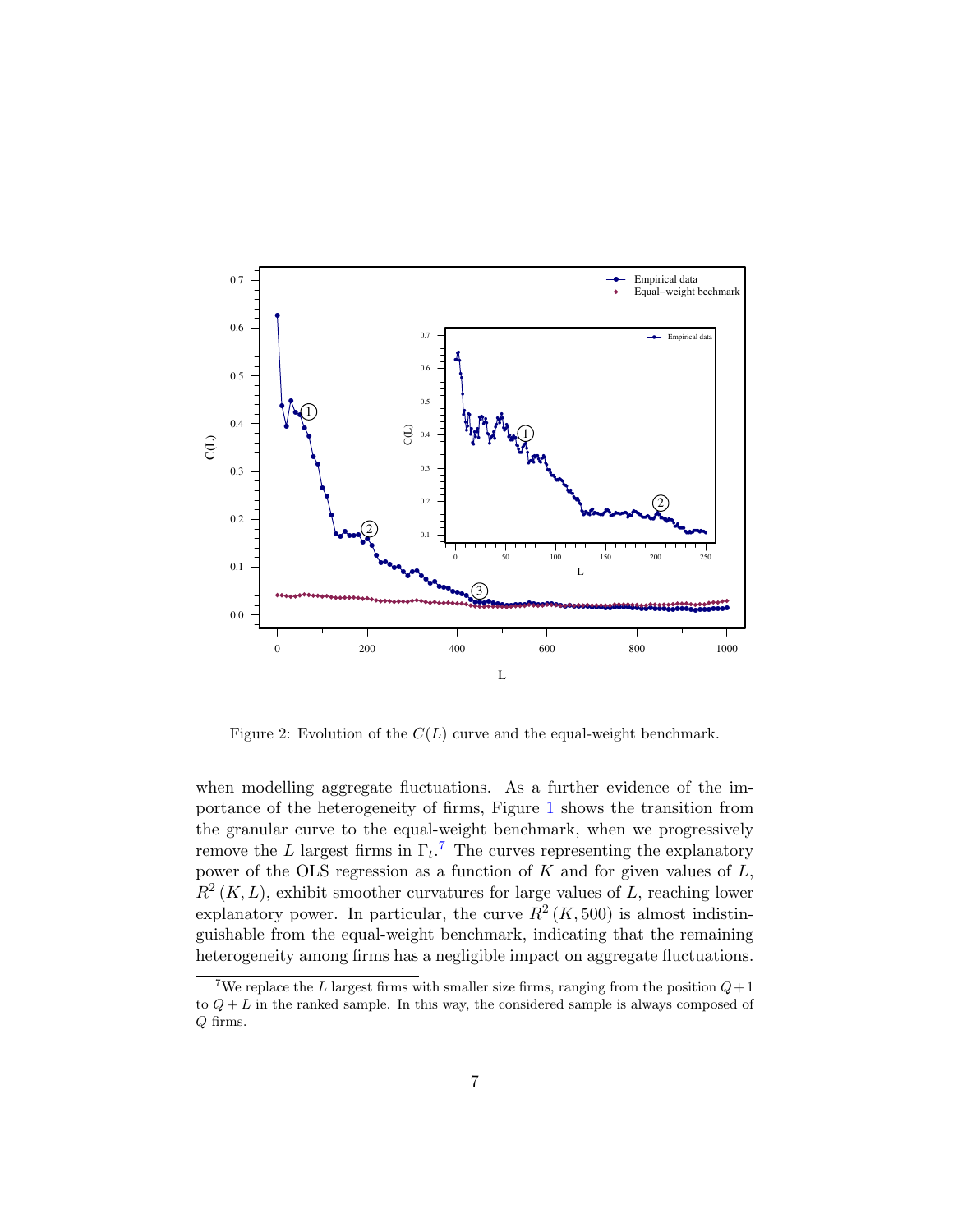Figure 2: Evolution of the $C(L)$ curve and the equal-weight benchmark.

when modelling aggregate fluctuations. As a further evidence of the importance of the heterogeneity of firms, Figure 1 shows the transition from the granular curve to the equal-weight benchmark, when we progressively remove the $L$ largest firms in $\Gamma_t$.[7] The curves representing the explanatory power of the OLS regression as a function of $K$ and for given values of $L$, $R^2(K, L)$, exhibit smoother curvatures for large values of $L$, reaching lower explanatory power. In particular, the curve $R^2(K, 500)$ is almost indistinguishable from the equal-weight benchmark, indicating that the remaining heterogeneity among firms has a negligible impact on aggregate fluctuations.

[7] We replace the $L$ largest firms with smaller size firms, ranging from the position $Q+1$ to $Q+L$ in the ranked sample. In this way, the considered sample is always composed of $Q$ firms.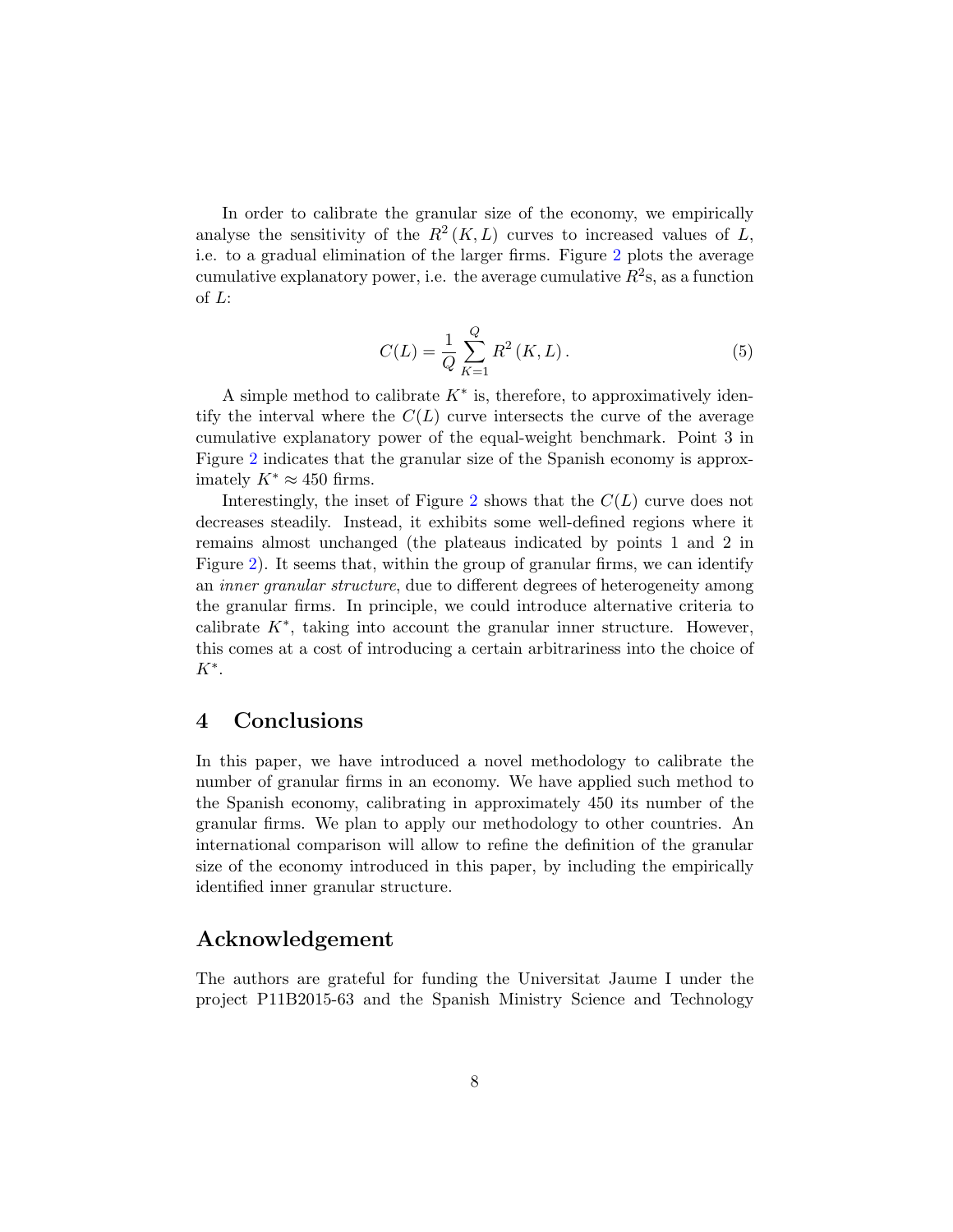In order to calibrate the granular size of the economy, we empirically analyse the sensitivity of the $R^2(K, L)$ curves to increased values of $L$, i.e. to a gradual elimination of the larger firms. Figure 2 plots the average cumulative explanatory power, i.e. the average cumulative $R^2$s, as a function of $L$:

$$C(L) = \frac{1}{Q} \sum_{K=1}^{Q} R^2(K, L). \tag{5}$$

A simple method to calibrate $K^*$ is, therefore, to approximatively identify the interval where the $C(L)$ curve intersects the curve of the average cumulative explanatory power of the equal-weight benchmark. Point 3 in Figure 2 indicates that the granular size of the Spanish economy is approximately $K^* \approx 450$ firms.

Interestingly, the inset of Figure 2 shows that the $C(L)$ curve does not decreases steadily. Instead, it exhibits some well-defined regions where it remains almost unchanged (the plateaus indicated by points 1 and 2 in Figure 2). It seems that, within the group of granular firms, we can identify an *inner granular structure*, due to different degrees of heterogeneity among the granular firms. In principle, we could introduce alternative criteria to calibrate $K^*$, taking into account the granular inner structure. However, this comes at a cost of introducing a certain arbitrariness into the choice of $K^*$.

## 4 Conclusions

In this paper, we have introduced a novel methodology to calibrate the number of granular firms in an economy. We have applied such method to the Spanish economy, calibrating in approximately 450 its number of the granular firms. We plan to apply our methodology to other countries. An international comparison will allow to refine the definition of the granular size of the economy introduced in this paper, by including the empirically identified inner granular structure.

## Acknowledgement

The authors are grateful for funding the Universitat Jaume I under the project P11B2015-63 and the Spanish Ministry Science and Technology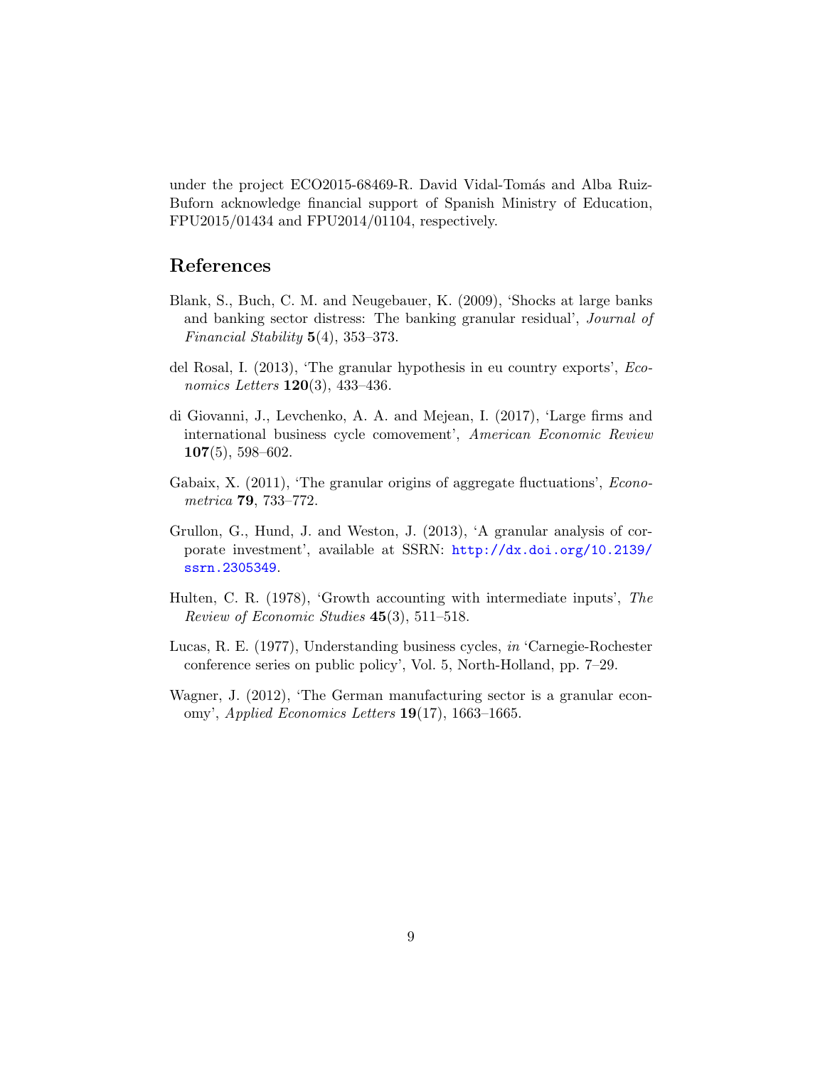under the project ECO2015-68469-R. David Vidal-Tomás and Alba Ruiz-Buforn acknowledge financial support of Spanish Ministry of Education, FPU2015/01434 and FPU2014/01104, respectively.

## References

Blank, S., Buch, C. M. and Neugebauer, K. (2009), 'Shocks at large banks and banking sector distress: The banking granular residual', *Journal of Financial Stability* **5**(4), 353–373.

del Rosal, I. (2013), 'The granular hypothesis in eu country exports', *Economics Letters* **120**(3), 433–436.

di Giovanni, J., Levchenko, A. A. and Mejean, I. (2017), 'Large firms and international business cycle comovement', *American Economic Review* **107**(5), 598–602.

Gabaix, X. (2011), 'The granular origins of aggregate fluctuations', *Econometrica* **79**, 733–772.

Grullon, G., Hund, J. and Weston, J. (2013), 'A granular analysis of corporate investment', available at SSRN: http://dx.doi.org/10.2139/ssrn.2305349.

Hulten, C. R. (1978), 'Growth accounting with intermediate inputs', *The Review of Economic Studies* **45**(3), 511–518.

Lucas, R. E. (1977), Understanding business cycles, *in* 'Carnegie-Rochester conference series on public policy', Vol. 5, North-Holland, pp. 7–29.

Wagner, J. (2012), 'The German manufacturing sector is a granular economy', *Applied Economics Letters* **19**(17), 1663–1665.